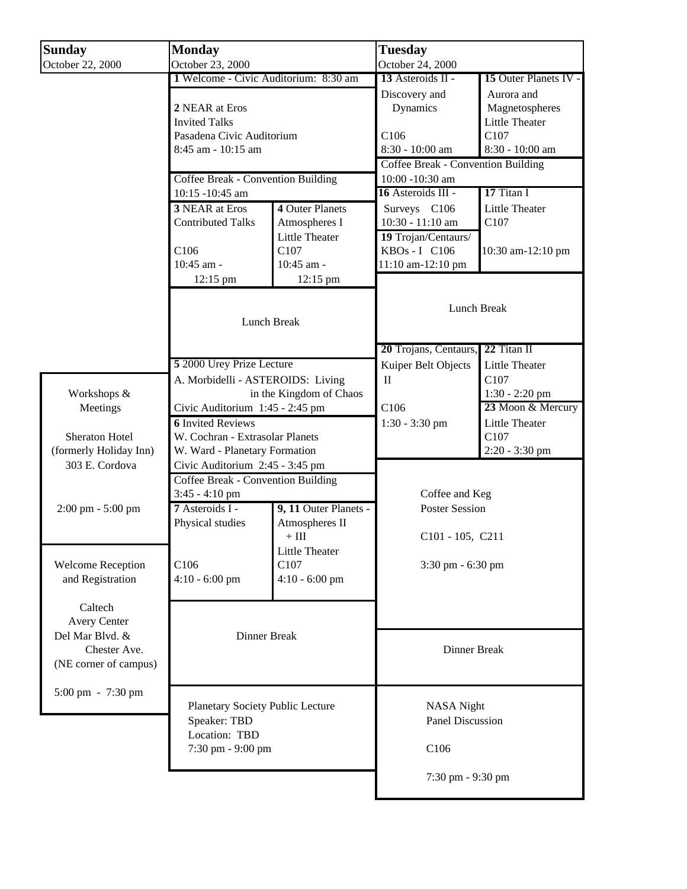## Sunday — October 22, 2000

**Workshops & Meetings**
Sheraton Hotel (formerly Holiday Inn)
303 E. Cordova
2:00 pm - 5:00 pm

**Welcome Reception and Registration**
Caltech Avery Center
Del Mar Blvd. & Chester Ave.
(NE corner of campus)
5:00 pm - 7:30 pm

## Monday — October 23, 2000

**1** Welcome - Civic Auditorium: 8:30 am

**2** NEAR at Eros
Invited Talks
Pasadena Civic Auditorium
8:45 am - 10:15 am

Coffee Break - Convention Building
10:15 -10:45 am

| | |
|---|---|
| **3** NEAR at Eros<br>Contributed Talks<br>C106<br>10:45 am - 12:15 pm | **4** Outer Planets Atmospheres I<br>Little Theater<br>C107<br>10:45 am - 12:15 pm |

Lunch Break

**5** 2000 Urey Prize Lecture
A. Morbidelli - ASTEROIDS: Living in the Kingdom of Chaos
Civic Auditorium 1:45 - 2:45 pm

**6** Invited Reviews
W. Cochran - Extrasolar Planets
W. Ward - Planetary Formation
Civic Auditorium 2:45 - 3:45 pm

Coffee Break - Convention Building
3:45 - 4:10 pm

| | |
|---|---|
| **7** Asteroids I - Physical studies<br>C106<br>4:10 - 6:00 pm | **9, 11** Outer Planets - Atmospheres II + III<br>Little Theater<br>C107<br>4:10 - 6:00 pm |

Dinner Break

Planetary Society Public Lecture
Speaker: TBD
Location: TBD
7:30 pm - 9:00 pm

## Tuesday — October 24, 2000

| | |
|---|---|
| **13** Asteroids II - Discovery and Dynamics<br>C106<br>8:30 - 10:00 am | **15** Outer Planets IV - Aurora and Magnetospheres<br>Little Theater<br>C107<br>8:30 - 10:00 am |

Coffee Break - Convention Building
10:00 -10:30 am

| | |
|---|---|
| **16** Asteroids III - Surveys C106<br>10:30 - 11:10 am<br>**19** Trojan/Centaurs/ KBOs - I C106<br>11:10 am-12:10 pm | **17** Titan I<br>Little Theater<br>C107<br>10:30 am-12:10 pm |

Lunch Break

| | |
|---|---|
| **20** Trojans, Centaurs, Kuiper Belt Objects II<br>C106<br>1:30 - 3:30 pm | **22** Titan II<br>Little Theater<br>C107<br>1:30 - 2:20 pm<br>**23** Moon & Mercury<br>Little Theater<br>C107<br>2:20 - 3:30 pm |

Coffee and Keg
Poster Session
C101 - 105, C211
3:30 pm - 6:30 pm

Dinner Break

NASA Night
Panel Discussion
C106
7:30 pm - 9:30 pm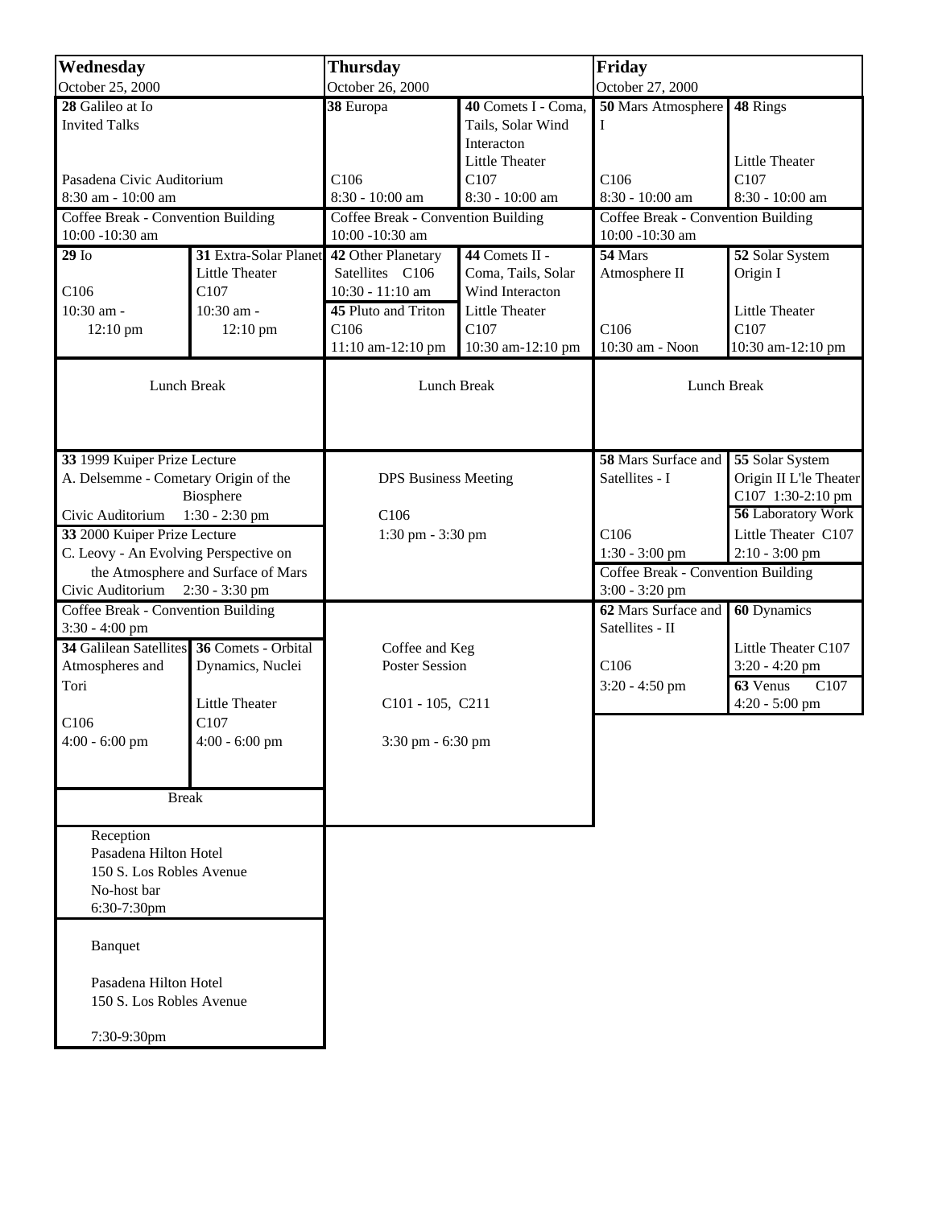| Wednesday October 25, 2000 | | Thursday October 26, 2000 | | Friday October 27, 2000 | |
|---|---|---|---|---|---|
| **28** Galileo at Io Invited Talks Pasadena Civic Auditorium 8:30 am - 10:00 am | | **38** Europa C106 8:30 - 10:00 am | **40** Comets I - Coma, Tails, Solar Wind Interacton Little Theater C107 8:30 - 10:00 am | **50** Mars Atmosphere I C106 8:30 - 10:00 am | **48** Rings Little Theater C107 8:30 - 10:00 am |
| Coffee Break - Convention Building 10:00 -10:30 am | | Coffee Break - Convention Building 10:00 -10:30 am | | Coffee Break - Convention Building 10:00 -10:30 am | |
| **29** Io C106 10:30 am - 12:10 pm | **31** Extra-Solar Planet Little Theater C107 10:30 am - 12:10 pm | **42** Other Planetary Satellites C106 10:30 - 11:10 am; **45** Pluto and Triton C106 11:10 am-12:10 pm | **44** Comets II - Coma, Tails, Solar Wind Interacton Little Theater C107 10:30 am-12:10 pm | **54** Mars Atmosphere II C106 10:30 am - Noon | **52** Solar System Origin I Little Theater C107 10:30 am-12:10 pm |
| Lunch Break | | Lunch Break | | Lunch Break | |
| **33** 1999 Kuiper Prize Lecture A. Delsemme - Cometary Origin of the Biosphere Civic Auditorium 1:30 - 2:30 pm; **33** 2000 Kuiper Prize Lecture C. Leovy - An Evolving Perspective on the Atmosphere and Surface of Mars Civic Auditorium 2:30 - 3:30 pm | | DPS Business Meeting C106 1:30 pm - 3:30 pm | | **58** Mars Surface and Satellites - I C106 1:30 - 3:00 pm | **55** Solar System Origin II L'le Theater C107 1:30-2:10 pm; **56** Laboratory Work Little Theater C107 2:10 - 3:00 pm |
| | | | | Coffee Break - Convention Building 3:00 - 3:20 pm | |
| Coffee Break - Convention Building 3:30 - 4:00 pm | | Coffee and Keg Poster Session C101 - 105, C211 3:30 pm - 6:30 pm | | **62** Mars Surface and Satellites - II C106 3:20 - 4:50 pm | **60** Dynamics Little Theater C107 3:20 - 4:20 pm; **63** Venus C107 4:20 - 5:00 pm |
| **34** Galilean Satellites Atmospheres and Tori C106 4:00 - 6:00 pm | **36** Comets - Orbital Dynamics, Nuclei Little Theater C107 4:00 - 6:00 pm | | | | |
| Break | | | | | |
| Reception Pasadena Hilton Hotel 150 S. Los Robles Avenue No-host bar 6:30-7:30pm | | | | | |
| Banquet Pasadena Hilton Hotel 150 S. Los Robles Avenue 7:30-9:30pm | | | | | |